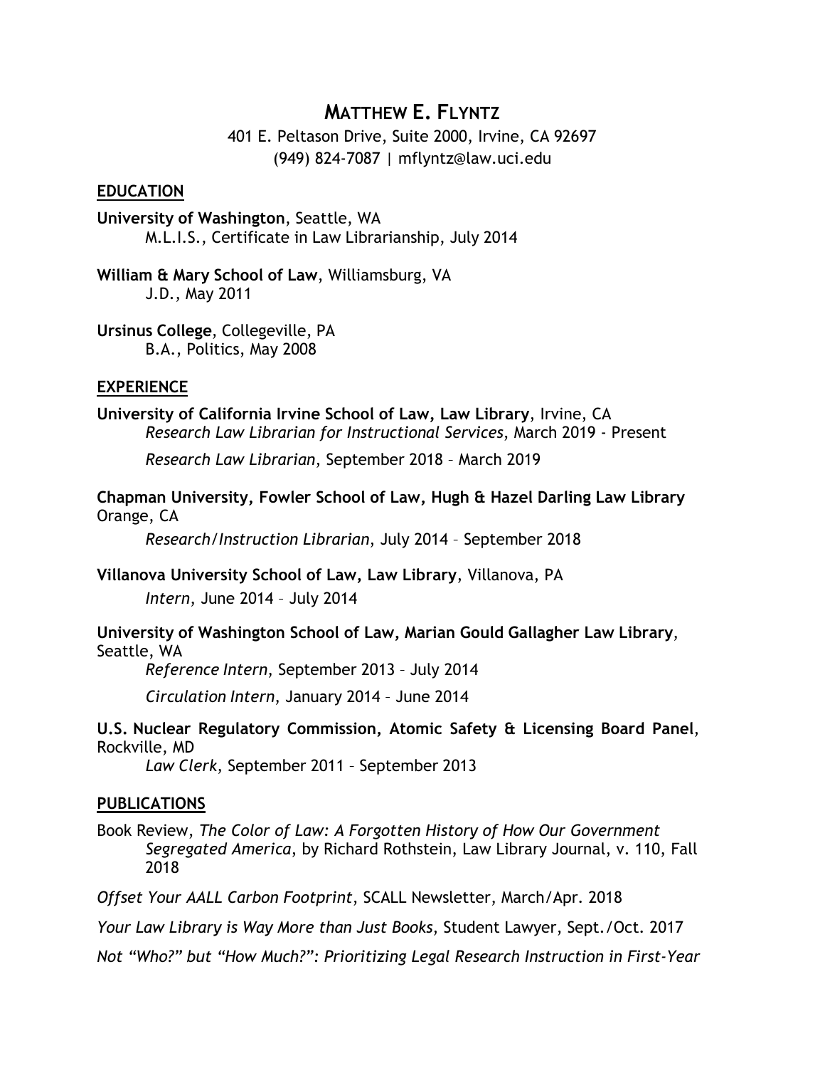# MATTHEW E. FLYNTZ

401 E. Peltason Drive, Suite 2000, Irvine, CA 92697
(949) 824-7087 | mflyntz@law.uci.edu

## EDUCATION

**University of Washington**, Seattle, WA
M.L.I.S., Certificate in Law Librarianship, July 2014

**William & Mary School of Law**, Williamsburg, VA
J.D., May 2011

**Ursinus College**, Collegeville, PA
B.A., Politics, May 2008

## EXPERIENCE

**University of California Irvine School of Law, Law Library**, Irvine, CA
*Research Law Librarian for Instructional Services*, March 2019 - Present

*Research Law Librarian,* September 2018 – March 2019

**Chapman University, Fowler School of Law, Hugh & Hazel Darling Law Library**
Orange, CA

*Research/Instruction Librarian*, July 2014 – September 2018

**Villanova University School of Law, Law Library**, Villanova, PA

*Intern*, June 2014 – July 2014

**University of Washington School of Law, Marian Gould Gallagher Law Library**, Seattle, WA

*Reference Intern*, September 2013 – July 2014

*Circulation Intern*, January 2014 – June 2014

**U.S. Nuclear Regulatory Commission, Atomic Safety & Licensing Board Panel**, Rockville, MD

*Law Clerk*, September 2011 – September 2013

## PUBLICATIONS

Book Review, *The Color of Law: A Forgotten History of How Our Government Segregated America*, by Richard Rothstein, Law Library Journal, v. 110, Fall 2018

*Offset Your AALL Carbon Footprint*, SCALL Newsletter, March/Apr. 2018

*Your Law Library is Way More than Just Books*, Student Lawyer, Sept./Oct. 2017

*Not "Who?" but "How Much?": Prioritizing Legal Research Instruction in First-Year*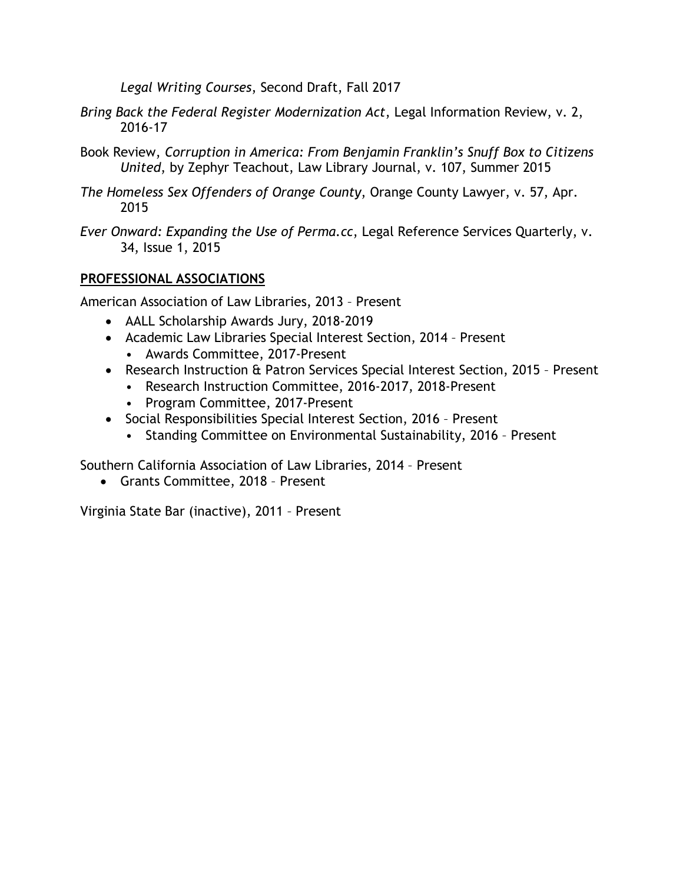*Legal Writing Courses*, Second Draft, Fall 2017

*Bring Back the Federal Register Modernization Act*, Legal Information Review, v. 2, 2016-17

Book Review, *Corruption in America: From Benjamin Franklin's Snuff Box to Citizens United*, by Zephyr Teachout, Law Library Journal, v. 107, Summer 2015

*The Homeless Sex Offenders of Orange County*, Orange County Lawyer, v. 57, Apr. 2015

*Ever Onward: Expanding the Use of Perma.cc*, Legal Reference Services Quarterly, v. 34, Issue 1, 2015

## PROFESSIONAL ASSOCIATIONS

American Association of Law Libraries, 2013 – Present

- AALL Scholarship Awards Jury, 2018-2019
- Academic Law Libraries Special Interest Section, 2014 – Present
  - Awards Committee, 2017-Present
- Research Instruction & Patron Services Special Interest Section, 2015 – Present
  - Research Instruction Committee, 2016-2017, 2018-Present
  - Program Committee, 2017-Present
- Social Responsibilities Special Interest Section, 2016 – Present
  - Standing Committee on Environmental Sustainability, 2016 – Present

Southern California Association of Law Libraries, 2014 – Present

- Grants Committee, 2018 – Present

Virginia State Bar (inactive), 2011 – Present